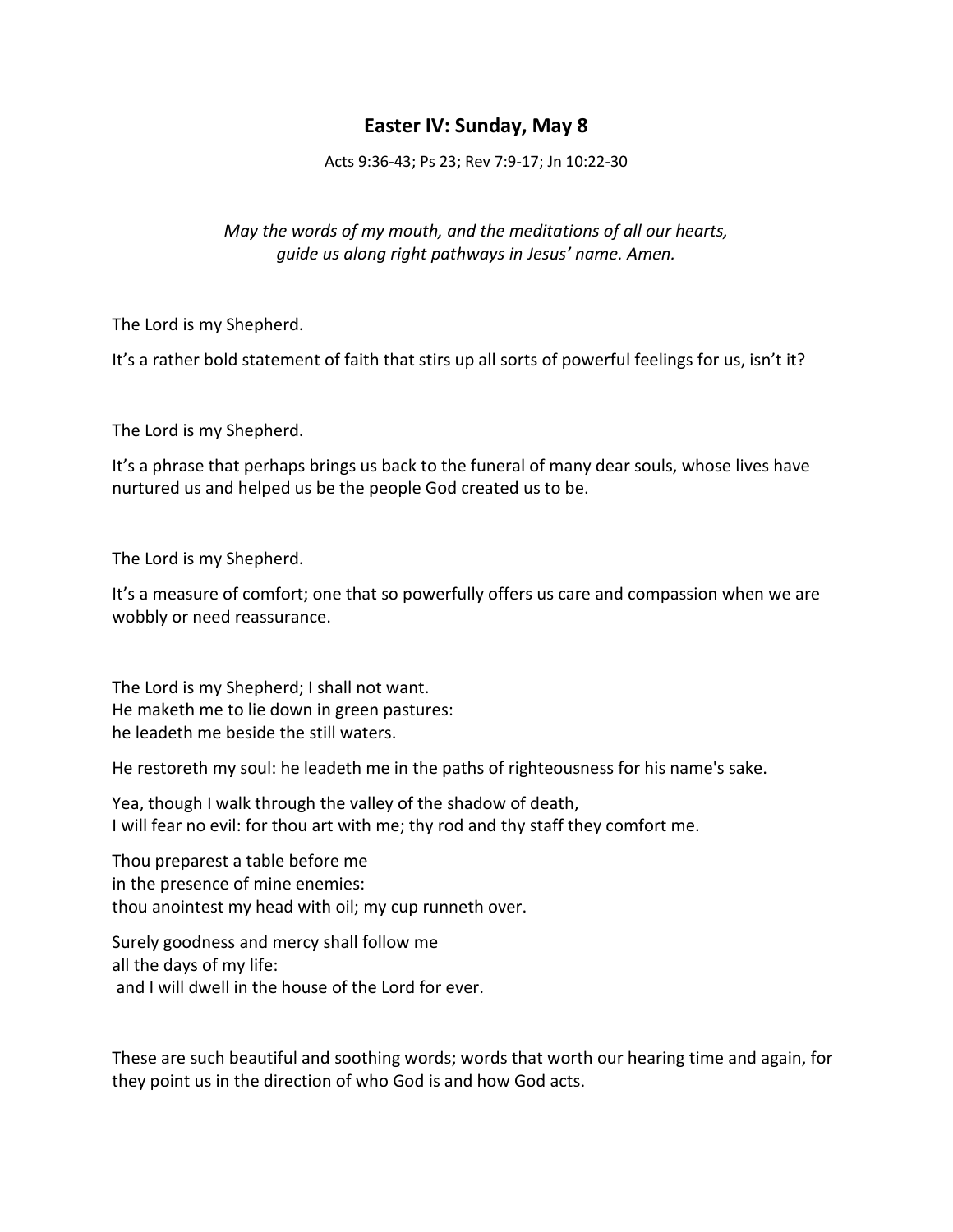# Easter IV: Sunday, May 8

Acts 9:36-43; Ps 23; Rev 7:9-17; Jn 10:22-30

*May the words of my mouth, and the meditations of all our hearts,*
*guide us along right pathways in Jesus' name. Amen.*

The Lord is my Shepherd.

It's a rather bold statement of faith that stirs up all sorts of powerful feelings for us, isn't it?

The Lord is my Shepherd.

It's a phrase that perhaps brings us back to the funeral of many dear souls, whose lives have nurtured us and helped us be the people God created us to be.

The Lord is my Shepherd.

It's a measure of comfort; one that so powerfully offers us care and compassion when we are wobbly or need reassurance.

The Lord is my Shepherd; I shall not want.
He maketh me to lie down in green pastures:
he leadeth me beside the still waters.

He restoreth my soul: he leadeth me in the paths of righteousness for his name's sake.

Yea, though I walk through the valley of the shadow of death,
I will fear no evil: for thou art with me; thy rod and thy staff they comfort me.

Thou preparest a table before me
in the presence of mine enemies:
thou anointest my head with oil; my cup runneth over.

Surely goodness and mercy shall follow me
all the days of my life:
and I will dwell in the house of the Lord for ever.

These are such beautiful and soothing words; words that worth our hearing time and again, for they point us in the direction of who God is and how God acts.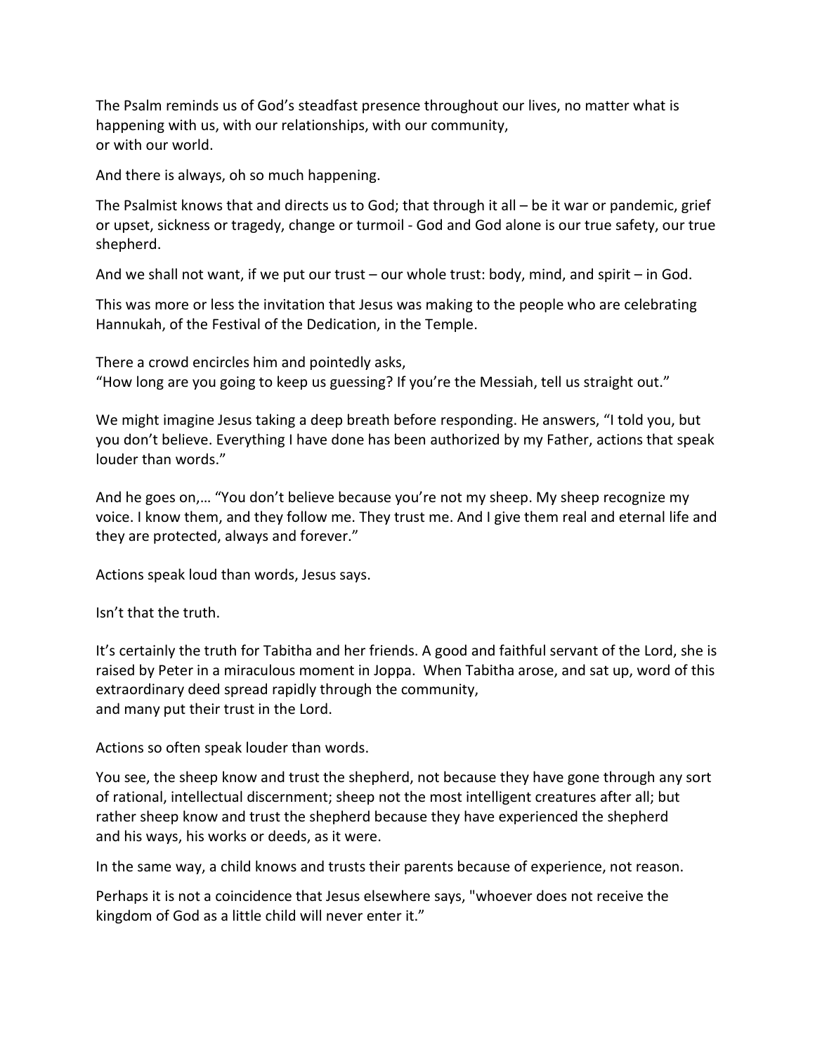The Psalm reminds us of God's steadfast presence throughout our lives, no matter what is happening with us, with our relationships, with our community,
or with our world.

And there is always, oh so much happening.

The Psalmist knows that and directs us to God; that through it all – be it war or pandemic, grief or upset, sickness or tragedy, change or turmoil - God and God alone is our true safety, our true shepherd.

And we shall not want, if we put our trust – our whole trust: body, mind, and spirit – in God.

This was more or less the invitation that Jesus was making to the people who are celebrating Hannukah, of the Festival of the Dedication, in the Temple.

There a crowd encircles him and pointedly asks,
"How long are you going to keep us guessing? If you're the Messiah, tell us straight out."

We might imagine Jesus taking a deep breath before responding. He answers, "I told you, but you don't believe. Everything I have done has been authorized by my Father, actions that speak louder than words."

And he goes on,… "You don't believe because you're not my sheep. My sheep recognize my voice. I know them, and they follow me. They trust me. And I give them real and eternal life and they are protected, always and forever."

Actions speak loud than words, Jesus says.

Isn't that the truth.

It's certainly the truth for Tabitha and her friends. A good and faithful servant of the Lord, she is raised by Peter in a miraculous moment in Joppa. When Tabitha arose, and sat up, word of this extraordinary deed spread rapidly through the community,
and many put their trust in the Lord.

Actions so often speak louder than words.

You see, the sheep know and trust the shepherd, not because they have gone through any sort of rational, intellectual discernment; sheep not the most intelligent creatures after all; but rather sheep know and trust the shepherd because they have experienced the shepherd and his ways, his works or deeds, as it were.

In the same way, a child knows and trusts their parents because of experience, not reason.

Perhaps it is not a coincidence that Jesus elsewhere says, "whoever does not receive the kingdom of God as a little child will never enter it."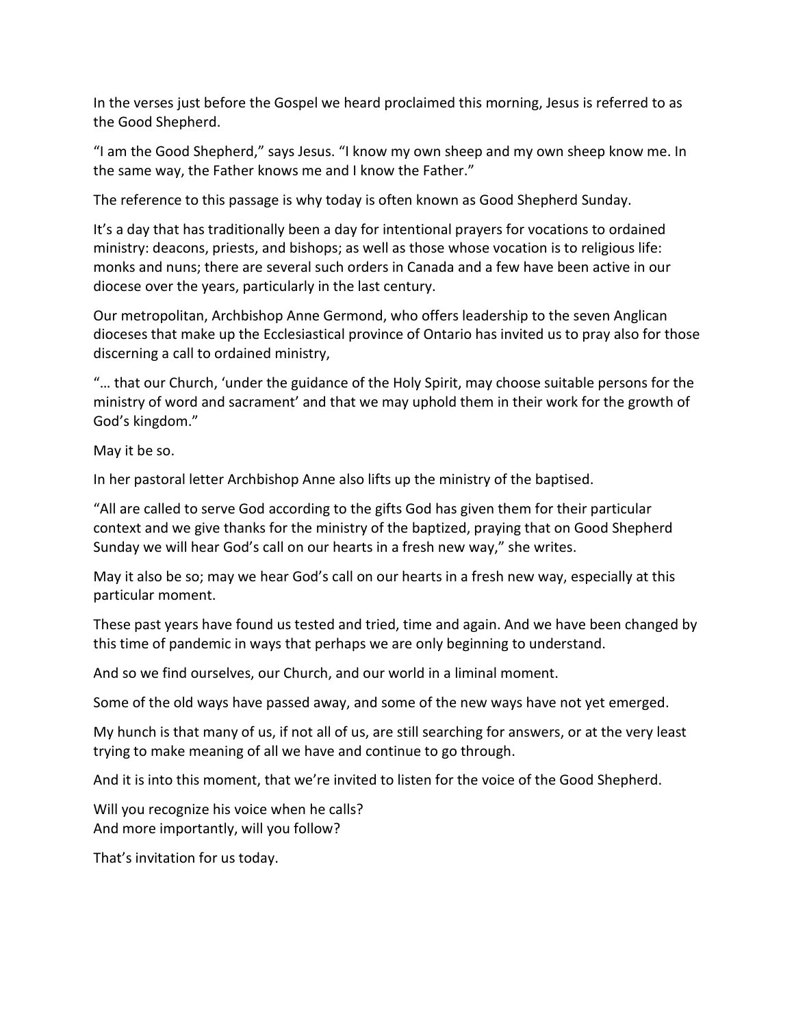In the verses just before the Gospel we heard proclaimed this morning, Jesus is referred to as the Good Shepherd.

"I am the Good Shepherd," says Jesus. "I know my own sheep and my own sheep know me. In the same way, the Father knows me and I know the Father."

The reference to this passage is why today is often known as Good Shepherd Sunday.

It's a day that has traditionally been a day for intentional prayers for vocations to ordained ministry: deacons, priests, and bishops; as well as those whose vocation is to religious life: monks and nuns; there are several such orders in Canada and a few have been active in our diocese over the years, particularly in the last century.

Our metropolitan, Archbishop Anne Germond, who offers leadership to the seven Anglican dioceses that make up the Ecclesiastical province of Ontario has invited us to pray also for those discerning a call to ordained ministry,

"… that our Church, 'under the guidance of the Holy Spirit, may choose suitable persons for the ministry of word and sacrament' and that we may uphold them in their work for the growth of God's kingdom."

May it be so.

In her pastoral letter Archbishop Anne also lifts up the ministry of the baptised.

"All are called to serve God according to the gifts God has given them for their particular context and we give thanks for the ministry of the baptized, praying that on Good Shepherd Sunday we will hear God's call on our hearts in a fresh new way," she writes.

May it also be so; may we hear God's call on our hearts in a fresh new way, especially at this particular moment.

These past years have found us tested and tried, time and again. And we have been changed by this time of pandemic in ways that perhaps we are only beginning to understand.

And so we find ourselves, our Church, and our world in a liminal moment.

Some of the old ways have passed away, and some of the new ways have not yet emerged.

My hunch is that many of us, if not all of us, are still searching for answers, or at the very least trying to make meaning of all we have and continue to go through.

And it is into this moment, that we're invited to listen for the voice of the Good Shepherd.

Will you recognize his voice when he calls?
And more importantly, will you follow?

That's invitation for us today.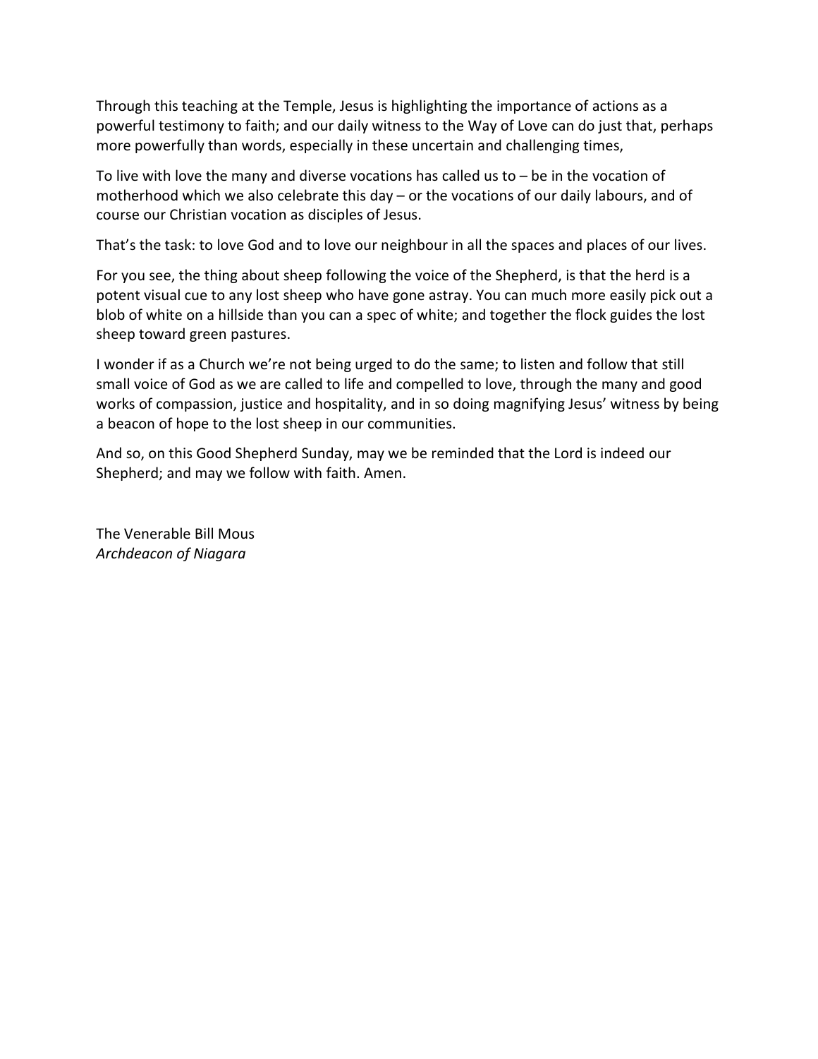Through this teaching at the Temple, Jesus is highlighting the importance of actions as a powerful testimony to faith; and our daily witness to the Way of Love can do just that, perhaps more powerfully than words, especially in these uncertain and challenging times,

To live with love the many and diverse vocations has called us to – be in the vocation of motherhood which we also celebrate this day – or the vocations of our daily labours, and of course our Christian vocation as disciples of Jesus.

That's the task: to love God and to love our neighbour in all the spaces and places of our lives.

For you see, the thing about sheep following the voice of the Shepherd, is that the herd is a potent visual cue to any lost sheep who have gone astray. You can much more easily pick out a blob of white on a hillside than you can a spec of white; and together the flock guides the lost sheep toward green pastures.

I wonder if as a Church we're not being urged to do the same; to listen and follow that still small voice of God as we are called to life and compelled to love, through the many and good works of compassion, justice and hospitality, and in so doing magnifying Jesus' witness by being a beacon of hope to the lost sheep in our communities.

And so, on this Good Shepherd Sunday, may we be reminded that the Lord is indeed our Shepherd; and may we follow with faith. Amen.

The Venerable Bill Mous
*Archdeacon of Niagara*